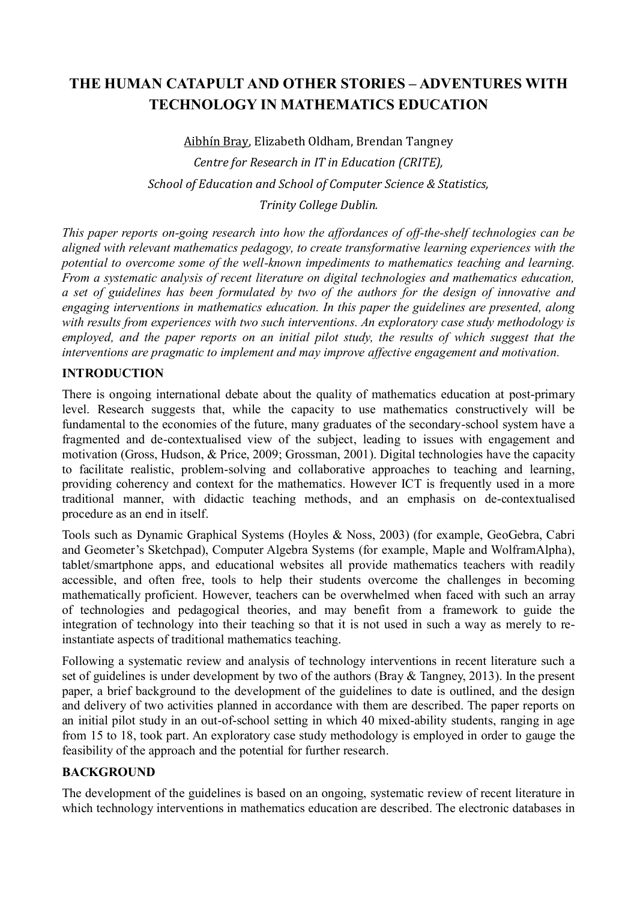# THE HUMAN CATAPULT AND OTHER STORIES – ADVENTURES WITH TECHNOLOGY IN MATHEMATICS EDUCATION

Aibhín Bray, Elizabeth Oldham, Brendan Tangney

*Centre for Research in IT in Education (CRITE),*

*School of Education and School of Computer Science & Statistics,*

*Trinity College Dublin.*

*This paper reports on-going research into how the affordances of off-the-shelf technologies can be aligned with relevant mathematics pedagogy, to create transformative learning experiences with the potential to overcome some of the well-known impediments to mathematics teaching and learning. From a systematic analysis of recent literature on digital technologies and mathematics education, a set of guidelines has been formulated by two of the authors for the design of innovative and engaging interventions in mathematics education. In this paper the guidelines are presented, along with results from experiences with two such interventions. An exploratory case study methodology is employed, and the paper reports on an initial pilot study, the results of which suggest that the interventions are pragmatic to implement and may improve affective engagement and motivation.*

## INTRODUCTION

There is ongoing international debate about the quality of mathematics education at post-primary level. Research suggests that, while the capacity to use mathematics constructively will be fundamental to the economies of the future, many graduates of the secondary-school system have a fragmented and de-contextualised view of the subject, leading to issues with engagement and motivation (Gross, Hudson, & Price, 2009; Grossman, 2001). Digital technologies have the capacity to facilitate realistic, problem-solving and collaborative approaches to teaching and learning, providing coherency and context for the mathematics. However ICT is frequently used in a more traditional manner, with didactic teaching methods, and an emphasis on de-contextualised procedure as an end in itself.

Tools such as Dynamic Graphical Systems (Hoyles & Noss, 2003) (for example, GeoGebra, Cabri and Geometer's Sketchpad), Computer Algebra Systems (for example, Maple and WolframAlpha), tablet/smartphone apps, and educational websites all provide mathematics teachers with readily accessible, and often free, tools to help their students overcome the challenges in becoming mathematically proficient. However, teachers can be overwhelmed when faced with such an array of technologies and pedagogical theories, and may benefit from a framework to guide the integration of technology into their teaching so that it is not used in such a way as merely to re-instantiate aspects of traditional mathematics teaching.

Following a systematic review and analysis of technology interventions in recent literature such a set of guidelines is under development by two of the authors (Bray & Tangney, 2013). In the present paper, a brief background to the development of the guidelines to date is outlined, and the design and delivery of two activities planned in accordance with them are described. The paper reports on an initial pilot study in an out-of-school setting in which 40 mixed-ability students, ranging in age from 15 to 18, took part. An exploratory case study methodology is employed in order to gauge the feasibility of the approach and the potential for further research.

## BACKGROUND

The development of the guidelines is based on an ongoing, systematic review of recent literature in which technology interventions in mathematics education are described. The electronic databases in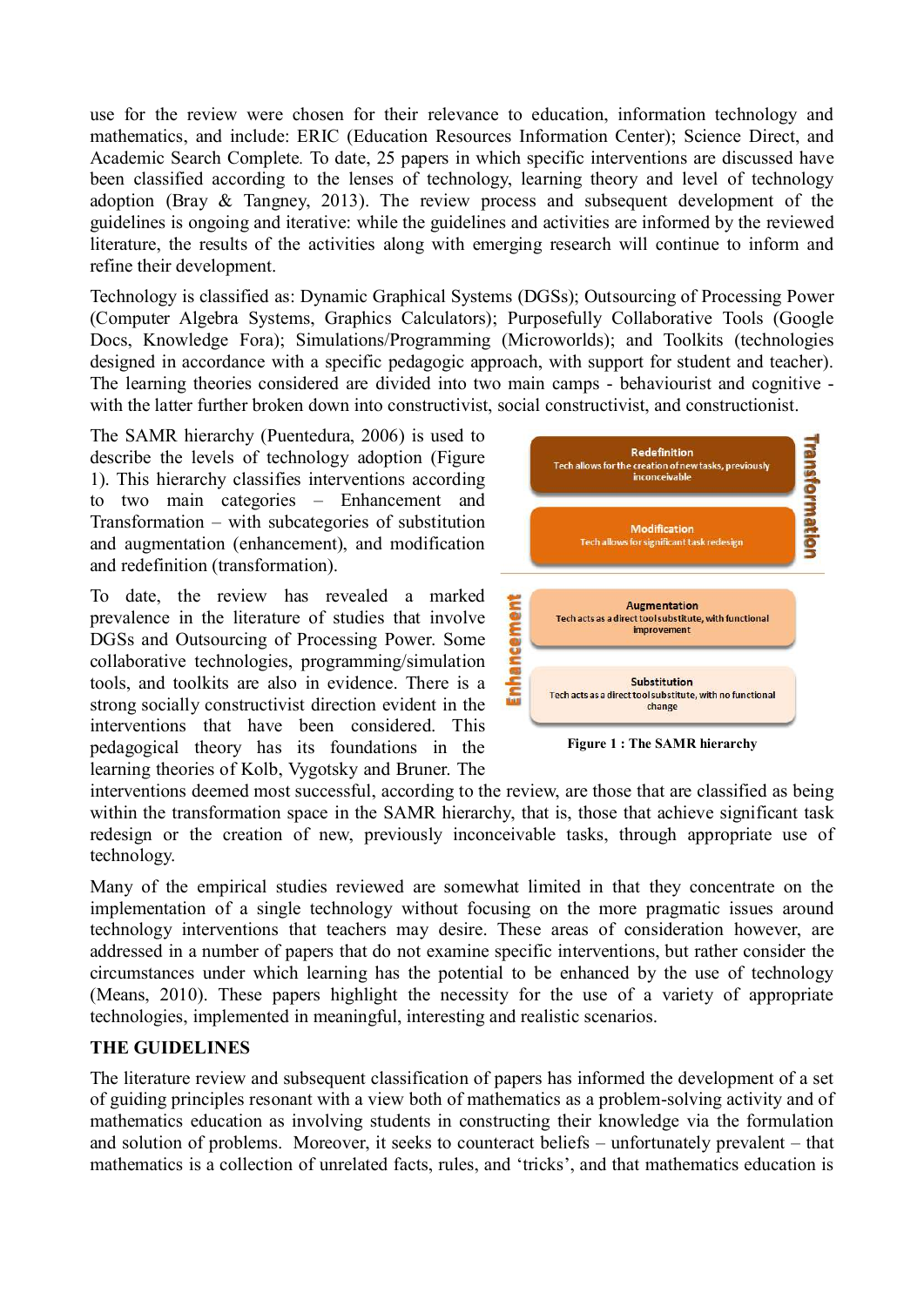use for the review were chosen for their relevance to education, information technology and mathematics, and include: ERIC (Education Resources Information Center); Science Direct, and Academic Search Complete. To date, 25 papers in which specific interventions are discussed have been classified according to the lenses of technology, learning theory and level of technology adoption (Bray & Tangney, 2013). The review process and subsequent development of the guidelines is ongoing and iterative: while the guidelines and activities are informed by the reviewed literature, the results of the activities along with emerging research will continue to inform and refine their development.

Technology is classified as: Dynamic Graphical Systems (DGSs); Outsourcing of Processing Power (Computer Algebra Systems, Graphics Calculators); Purposefully Collaborative Tools (Google Docs, Knowledge Fora); Simulations/Programming (Microworlds); and Toolkits (technologies designed in accordance with a specific pedagogic approach, with support for student and teacher). The learning theories considered are divided into two main camps - behaviourist and cognitive - with the latter further broken down into constructivist, social constructivist, and constructionist.

The SAMR hierarchy (Puentedura, 2006) is used to describe the levels of technology adoption (Figure 1). This hierarchy classifies interventions according to two main categories – Enhancement and Transformation – with subcategories of substitution and augmentation (enhancement), and modification and redefinition (transformation).

| Category | Level | Description |
|---|---|---|
| Transformation | Redefinition | Tech allows for the creation of new tasks, previously inconceivable |
| | Modification | Tech allows for significant task redesign |
| Enhancement | Augmentation | Tech acts as a direct tool substitute, with functional improvement |
| | Substitution | Tech acts as a direct tool substitute, with no functional change |

**Figure 1 : The SAMR hierarchy**

To date, the review has revealed a marked prevalence in the literature of studies that involve DGSs and Outsourcing of Processing Power. Some collaborative technologies, programming/simulation tools, and toolkits are also in evidence. There is a strong socially constructivist direction evident in the interventions that have been considered. This pedagogical theory has its foundations in the learning theories of Kolb, Vygotsky and Bruner. The interventions deemed most successful, according to the review, are those that are classified as being within the transformation space in the SAMR hierarchy, that is, those that achieve significant task redesign or the creation of new, previously inconceivable tasks, through appropriate use of technology.

Many of the empirical studies reviewed are somewhat limited in that they concentrate on the implementation of a single technology without focusing on the more pragmatic issues around technology interventions that teachers may desire. These areas of consideration however, are addressed in a number of papers that do not examine specific interventions, but rather consider the circumstances under which learning has the potential to be enhanced by the use of technology (Means, 2010). These papers highlight the necessity for the use of a variety of appropriate technologies, implemented in meaningful, interesting and realistic scenarios.

## THE GUIDELINES

The literature review and subsequent classification of papers has informed the development of a set of guiding principles resonant with a view both of mathematics as a problem-solving activity and of mathematics education as involving students in constructing their knowledge via the formulation and solution of problems. Moreover, it seeks to counteract beliefs – unfortunately prevalent – that mathematics is a collection of unrelated facts, rules, and 'tricks', and that mathematics education is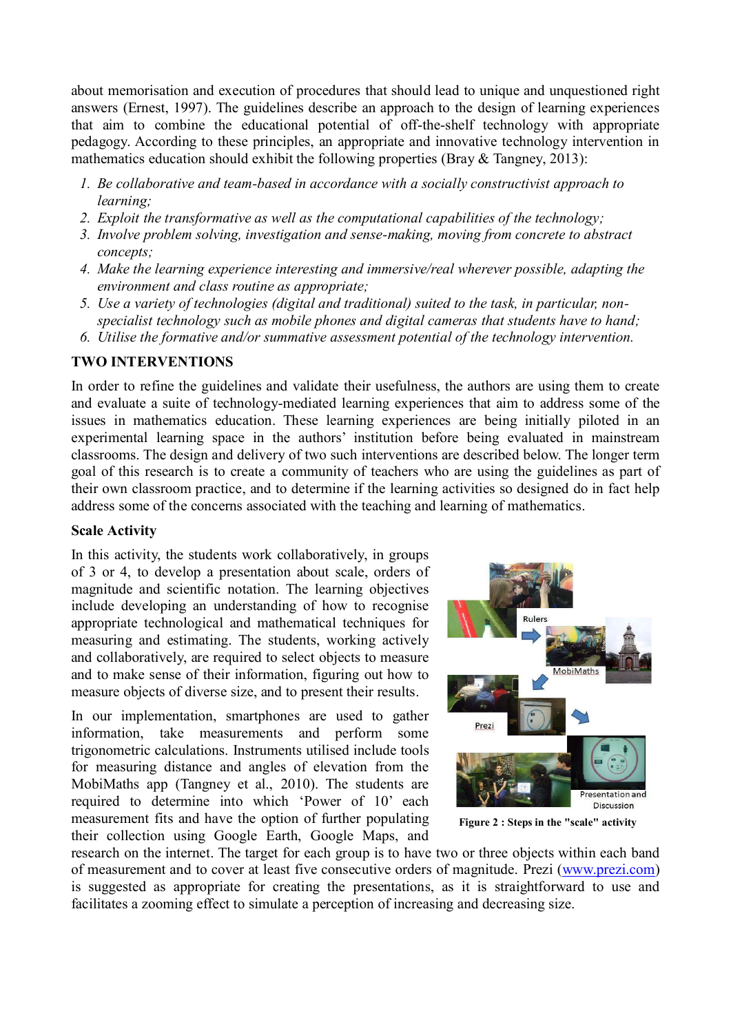about memorisation and execution of procedures that should lead to unique and unquestioned right answers (Ernest, 1997). The guidelines describe an approach to the design of learning experiences that aim to combine the educational potential of off-the-shelf technology with appropriate pedagogy. According to these principles, an appropriate and innovative technology intervention in mathematics education should exhibit the following properties (Bray & Tangney, 2013):

1. *Be collaborative and team-based in accordance with a socially constructivist approach to learning;*
2. *Exploit the transformative as well as the computational capabilities of the technology;*
3. *Involve problem solving, investigation and sense-making, moving from concrete to abstract concepts;*
4. *Make the learning experience interesting and immersive/real wherever possible, adapting the environment and class routine as appropriate;*
5. *Use a variety of technologies (digital and traditional) suited to the task, in particular, non-specialist technology such as mobile phones and digital cameras that students have to hand;*
6. *Utilise the formative and/or summative assessment potential of the technology intervention.*

## TWO INTERVENTIONS

In order to refine the guidelines and validate their usefulness, the authors are using them to create and evaluate a suite of technology-mediated learning experiences that aim to address some of the issues in mathematics education. These learning experiences are being initially piloted in an experimental learning space in the authors' institution before being evaluated in mainstream classrooms. The design and delivery of two such interventions are described below. The longer term goal of this research is to create a community of teachers who are using the guidelines as part of their own classroom practice, and to determine if the learning activities so designed do in fact help address some of the concerns associated with the teaching and learning of mathematics.

### Scale Activity

In this activity, the students work collaboratively, in groups of 3 or 4, to develop a presentation about scale, orders of magnitude and scientific notation. The learning objectives include developing an understanding of how to recognise appropriate technological and mathematical techniques for measuring and estimating. The students, working actively and collaboratively, are required to select objects to measure and to make sense of their information, figuring out how to measure objects of diverse size, and to present their results.

In our implementation, smartphones are used to gather information, take measurements and perform some trigonometric calculations. Instruments utilised include tools for measuring distance and angles of elevation from the MobiMaths app (Tangney et al., 2010). The students are required to determine into which 'Power of 10' each measurement fits and have the option of further populating their collection using Google Earth, Google Maps, and research on the internet. The target for each group is to have two or three objects within each band of measurement and to cover at least five consecutive orders of magnitude. Prezi (www.prezi.com) is suggested as appropriate for creating the presentations, as it is straightforward to use and facilitates a zooming effect to simulate a perception of increasing and decreasing size.

**Figure 2 : Steps in the "scale" activity**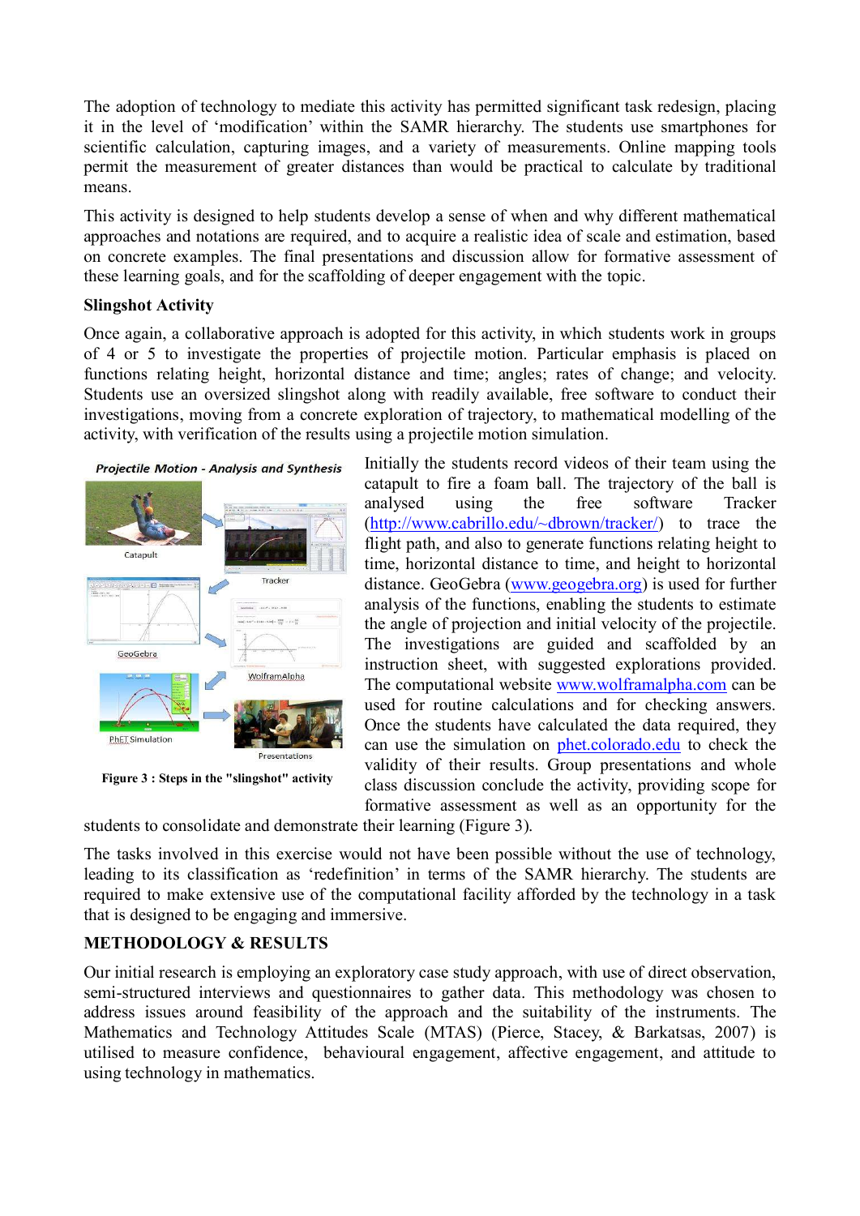The adoption of technology to mediate this activity has permitted significant task redesign, placing it in the level of 'modification' within the SAMR hierarchy. The students use smartphones for scientific calculation, capturing images, and a variety of measurements. Online mapping tools permit the measurement of greater distances than would be practical to calculate by traditional means.

This activity is designed to help students develop a sense of when and why different mathematical approaches and notations are required, and to acquire a realistic idea of scale and estimation, based on concrete examples. The final presentations and discussion allow for formative assessment of these learning goals, and for the scaffolding of deeper engagement with the topic.

### Slingshot Activity

Once again, a collaborative approach is adopted for this activity, in which students work in groups of 4 or 5 to investigate the properties of projectile motion. Particular emphasis is placed on functions relating height, horizontal distance and time; angles; rates of change; and velocity. Students use an oversized slingshot along with readily available, free software to conduct their investigations, moving from a concrete exploration of trajectory, to mathematical modelling of the activity, with verification of the results using a projectile motion simulation.

*Projectile Motion - Analysis and Synthesis*

Catapult

Tracker

GeoGebra

WolframAlpha

PhET Simulation

Presentations

**Figure 3 : Steps in the "slingshot" activity**

Initially the students record videos of their team using the catapult to fire a foam ball. The trajectory of the ball is analysed using the free software Tracker (http://www.cabrillo.edu/~dbrown/tracker/) to trace the flight path, and also to generate functions relating height to time, horizontal distance to time, and height to horizontal distance. GeoGebra (www.geogebra.org) is used for further analysis of the functions, enabling the students to estimate the angle of projection and initial velocity of the projectile. The investigations are guided and scaffolded by an instruction sheet, with suggested explorations provided. The computational website www.wolframalpha.com can be used for routine calculations and for checking answers. Once the students have calculated the data required, they can use the simulation on phet.colorado.edu to check the validity of their results. Group presentations and whole class discussion conclude the activity, providing scope for formative assessment as well as an opportunity for the students to consolidate and demonstrate their learning (Figure 3).

The tasks involved in this exercise would not have been possible without the use of technology, leading to its classification as 'redefinition' in terms of the SAMR hierarchy. The students are required to make extensive use of the computational facility afforded by the technology in a task that is designed to be engaging and immersive.

## METHODOLOGY & RESULTS

Our initial research is employing an exploratory case study approach, with use of direct observation, semi-structured interviews and questionnaires to gather data. This methodology was chosen to address issues around feasibility of the approach and the suitability of the instruments. The Mathematics and Technology Attitudes Scale (MTAS) (Pierce, Stacey, & Barkatsas, 2007) is utilised to measure confidence, behavioural engagement, affective engagement, and attitude to using technology in mathematics.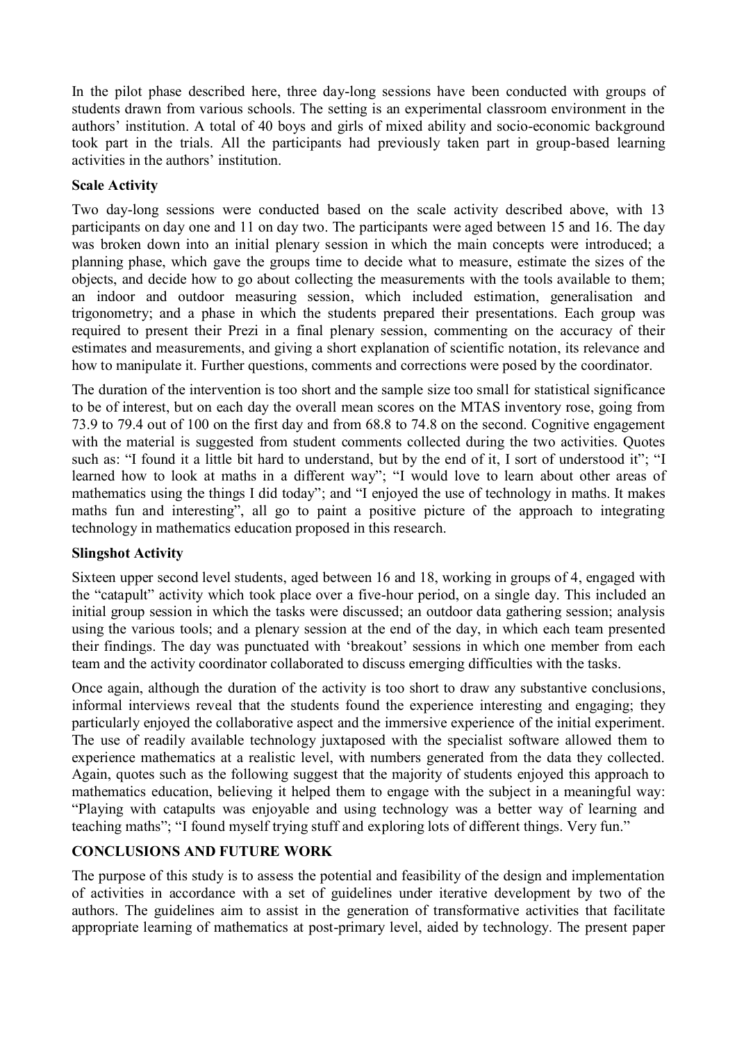In the pilot phase described here, three day-long sessions have been conducted with groups of students drawn from various schools. The setting is an experimental classroom environment in the authors' institution. A total of 40 boys and girls of mixed ability and socio-economic background took part in the trials. All the participants had previously taken part in group-based learning activities in the authors' institution.

### Scale Activity

Two day-long sessions were conducted based on the scale activity described above, with 13 participants on day one and 11 on day two. The participants were aged between 15 and 16. The day was broken down into an initial plenary session in which the main concepts were introduced; a planning phase, which gave the groups time to decide what to measure, estimate the sizes of the objects, and decide how to go about collecting the measurements with the tools available to them; an indoor and outdoor measuring session, which included estimation, generalisation and trigonometry; and a phase in which the students prepared their presentations. Each group was required to present their Prezi in a final plenary session, commenting on the accuracy of their estimates and measurements, and giving a short explanation of scientific notation, its relevance and how to manipulate it. Further questions, comments and corrections were posed by the coordinator.

The duration of the intervention is too short and the sample size too small for statistical significance to be of interest, but on each day the overall mean scores on the MTAS inventory rose, going from 73.9 to 79.4 out of 100 on the first day and from 68.8 to 74.8 on the second. Cognitive engagement with the material is suggested from student comments collected during the two activities. Quotes such as: "I found it a little bit hard to understand, but by the end of it, I sort of understood it"; "I learned how to look at maths in a different way"; "I would love to learn about other areas of mathematics using the things I did today"; and "I enjoyed the use of technology in maths. It makes maths fun and interesting", all go to paint a positive picture of the approach to integrating technology in mathematics education proposed in this research.

### Slingshot Activity

Sixteen upper second level students, aged between 16 and 18, working in groups of 4, engaged with the "catapult" activity which took place over a five-hour period, on a single day. This included an initial group session in which the tasks were discussed; an outdoor data gathering session; analysis using the various tools; and a plenary session at the end of the day, in which each team presented their findings. The day was punctuated with 'breakout' sessions in which one member from each team and the activity coordinator collaborated to discuss emerging difficulties with the tasks.

Once again, although the duration of the activity is too short to draw any substantive conclusions, informal interviews reveal that the students found the experience interesting and engaging; they particularly enjoyed the collaborative aspect and the immersive experience of the initial experiment. The use of readily available technology juxtaposed with the specialist software allowed them to experience mathematics at a realistic level, with numbers generated from the data they collected. Again, quotes such as the following suggest that the majority of students enjoyed this approach to mathematics education, believing it helped them to engage with the subject in a meaningful way: "Playing with catapults was enjoyable and using technology was a better way of learning and teaching maths"; "I found myself trying stuff and exploring lots of different things. Very fun."

## CONCLUSIONS AND FUTURE WORK

The purpose of this study is to assess the potential and feasibility of the design and implementation of activities in accordance with a set of guidelines under iterative development by two of the authors. The guidelines aim to assist in the generation of transformative activities that facilitate appropriate learning of mathematics at post-primary level, aided by technology. The present paper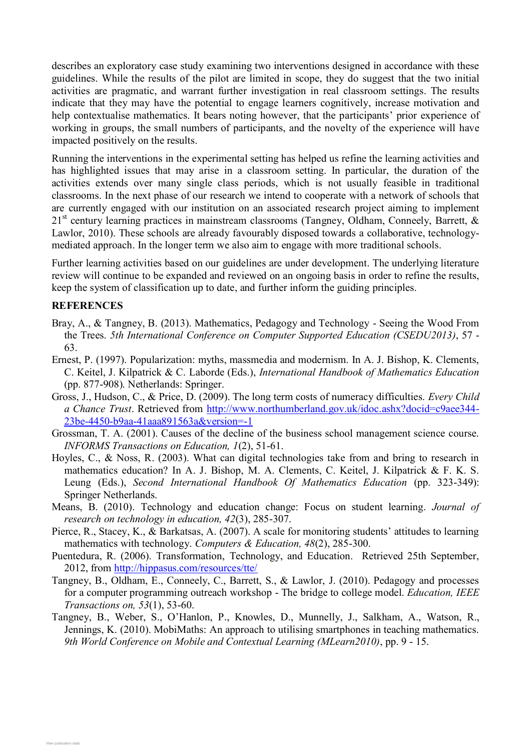describes an exploratory case study examining two interventions designed in accordance with these guidelines. While the results of the pilot are limited in scope, they do suggest that the two initial activities are pragmatic, and warrant further investigation in real classroom settings. The results indicate that they may have the potential to engage learners cognitively, increase motivation and help contextualise mathematics. It bears noting however, that the participants' prior experience of working in groups, the small numbers of participants, and the novelty of the experience will have impacted positively on the results.

Running the interventions in the experimental setting has helped us refine the learning activities and has highlighted issues that may arise in a classroom setting. In particular, the duration of the activities extends over many single class periods, which is not usually feasible in traditional classrooms. In the next phase of our research we intend to cooperate with a network of schools that are currently engaged with our institution on an associated research project aiming to implement 21st century learning practices in mainstream classrooms (Tangney, Oldham, Conneely, Barrett, & Lawlor, 2010). These schools are already favourably disposed towards a collaborative, technology-mediated approach. In the longer term we also aim to engage with more traditional schools.

Further learning activities based on our guidelines are under development. The underlying literature review will continue to be expanded and reviewed on an ongoing basis in order to refine the results, keep the system of classification up to date, and further inform the guiding principles.

## REFERENCES

Bray, A., & Tangney, B. (2013). Mathematics, Pedagogy and Technology - Seeing the Wood From the Trees. *5th International Conference on Computer Supported Education (CSEDU2013)*, 57 - 63.

Ernest, P. (1997). Popularization: myths, massmedia and modernism. In A. J. Bishop, K. Clements, C. Keitel, J. Kilpatrick & C. Laborde (Eds.), *International Handbook of Mathematics Education* (pp. 877-908). Netherlands: Springer.

Gross, J., Hudson, C., & Price, D. (2009). The long term costs of numeracy difficulties. *Every Child a Chance Trust*. Retrieved from http://www.northumberland.gov.uk/idoc.ashx?docid=c9aee344-23be-4450-b9aa-41aaa891563a&version=-1

Grossman, T. A. (2001). Causes of the decline of the business school management science course. *INFORMS Transactions on Education, 1*(2), 51-61.

Hoyles, C., & Noss, R. (2003). What can digital technologies take from and bring to research in mathematics education? In A. J. Bishop, M. A. Clements, C. Keitel, J. Kilpatrick & F. K. S. Leung (Eds.), *Second International Handbook Of Mathematics Education* (pp. 323-349): Springer Netherlands.

Means, B. (2010). Technology and education change: Focus on student learning. *Journal of research on technology in education, 42*(3), 285-307.

Pierce, R., Stacey, K., & Barkatsas, A. (2007). A scale for monitoring students' attitudes to learning mathematics with technology. *Computers & Education, 48*(2), 285-300.

Puentedura, R. (2006). Transformation, Technology, and Education. Retrieved 25th September, 2012, from http://hippasus.com/resources/tte/

Tangney, B., Oldham, E., Conneely, C., Barrett, S., & Lawlor, J. (2010). Pedagogy and processes for a computer programming outreach workshop - The bridge to college model. *Education, IEEE Transactions on, 53*(1), 53-60.

Tangney, B., Weber, S., O'Hanlon, P., Knowles, D., Munnelly, J., Salkham, A., Watson, R., Jennings, K. (2010). MobiMaths: An approach to utilising smartphones in teaching mathematics. *9th World Conference on Mobile and Contextual Learning (MLearn2010)*, pp. 9 - 15.